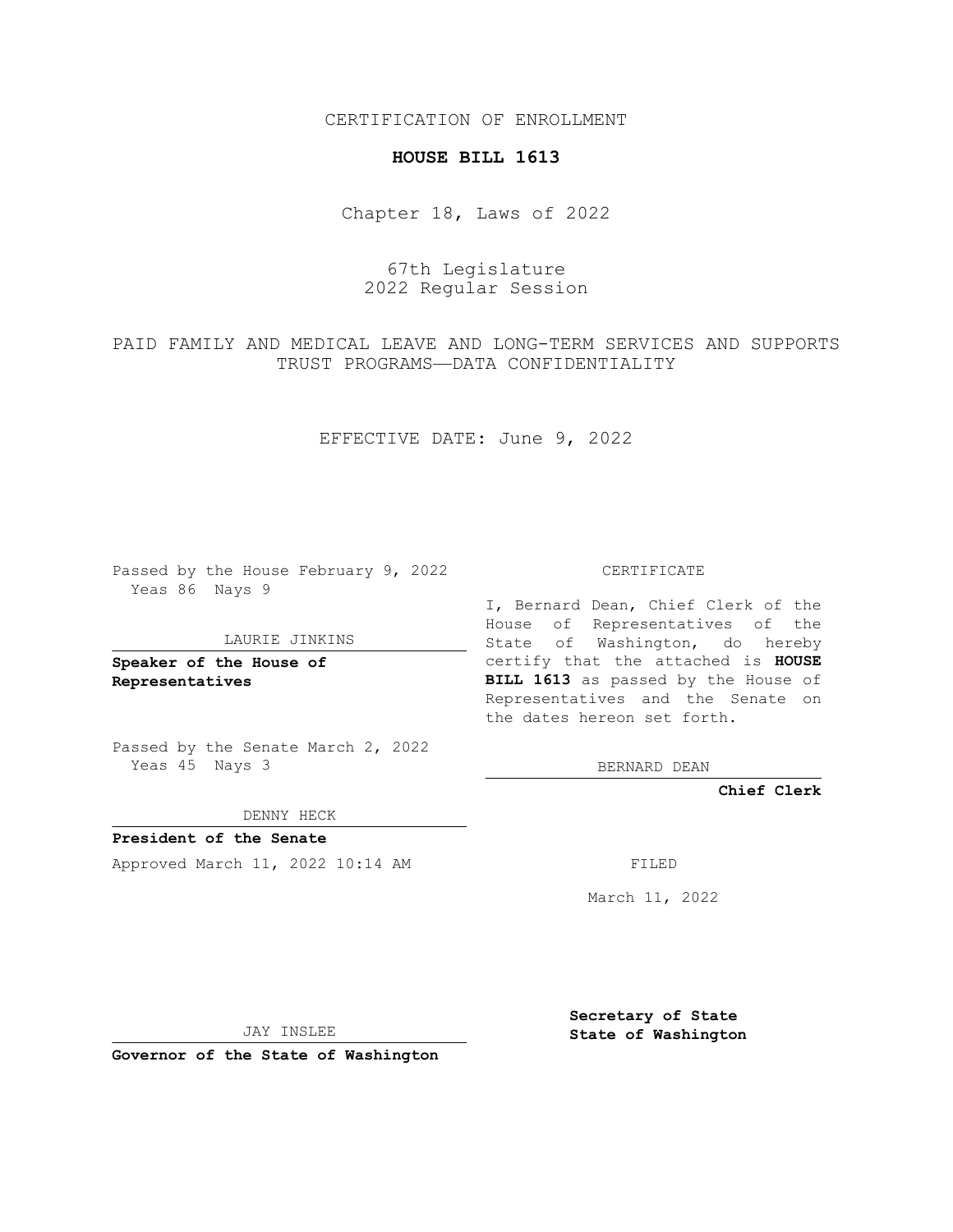CERTIFICATION OF ENROLLMENT

# HOUSE BILL 1613

Chapter 18, Laws of 2022

67th Legislature
2022 Regular Session

PAID FAMILY AND MEDICAL LEAVE AND LONG-TERM SERVICES AND SUPPORTS TRUST PROGRAMS—DATA CONFIDENTIALITY

EFFECTIVE DATE: June 9, 2022

Passed by the House February 9, 2022
Yeas 86 Nays 9

LAURIE JINKINS

**Speaker of the House of Representatives**

Passed by the Senate March 2, 2022
Yeas 45 Nays 3

DENNY HECK

**President of the Senate**

Approved March 11, 2022 10:14 AM

JAY INSLEE

**Governor of the State of Washington**

CERTIFICATE

I, Bernard Dean, Chief Clerk of the House of Representatives of the State of Washington, do hereby certify that the attached is **HOUSE BILL 1613** as passed by the House of Representatives and the Senate on the dates hereon set forth.

BERNARD DEAN

**Chief Clerk**

FILED

March 11, 2022

**Secretary of State**
**State of Washington**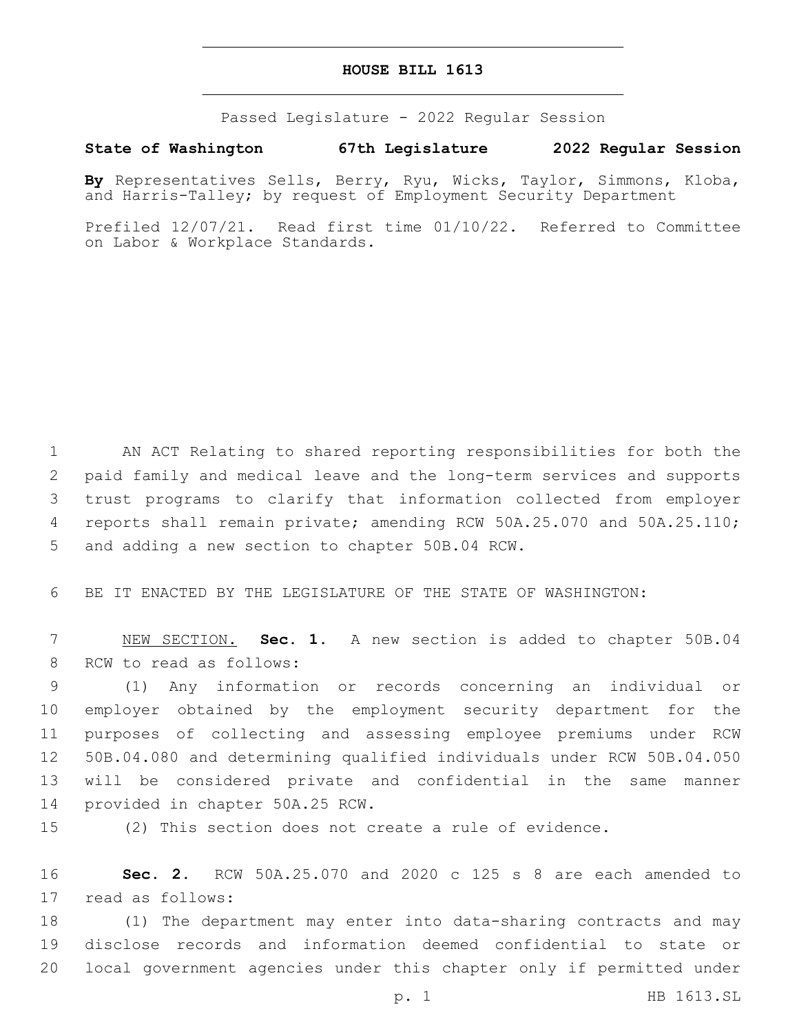# HOUSE BILL 1613

Passed Legislature - 2022 Regular Session

**State of Washington 67th Legislature 2022 Regular Session**

**By** Representatives Sells, Berry, Ryu, Wicks, Taylor, Simmons, Kloba, and Harris-Talley; by request of Employment Security Department

Prefiled 12/07/21. Read first time 01/10/22. Referred to Committee on Labor & Workplace Standards.

1 AN ACT Relating to shared reporting responsibilities for both the 2 paid family and medical leave and the long-term services and supports 3 trust programs to clarify that information collected from employer 4 reports shall remain private; amending RCW 50A.25.070 and 50A.25.110; 5 and adding a new section to chapter 50B.04 RCW.

6 BE IT ENACTED BY THE LEGISLATURE OF THE STATE OF WASHINGTON:

7 NEW SECTION. **Sec. 1.** A new section is added to chapter 50B.04 8 RCW to read as follows:

9 (1) Any information or records concerning an individual or 10 employer obtained by the employment security department for the 11 purposes of collecting and assessing employee premiums under RCW 12 50B.04.080 and determining qualified individuals under RCW 50B.04.050 13 will be considered private and confidential in the same manner 14 provided in chapter 50A.25 RCW.

15 (2) This section does not create a rule of evidence.

16 **Sec. 2.** RCW 50A.25.070 and 2020 c 125 s 8 are each amended to 17 read as follows:

18 (1) The department may enter into data-sharing contracts and may 19 disclose records and information deemed confidential to state or 20 local government agencies under this chapter only if permitted under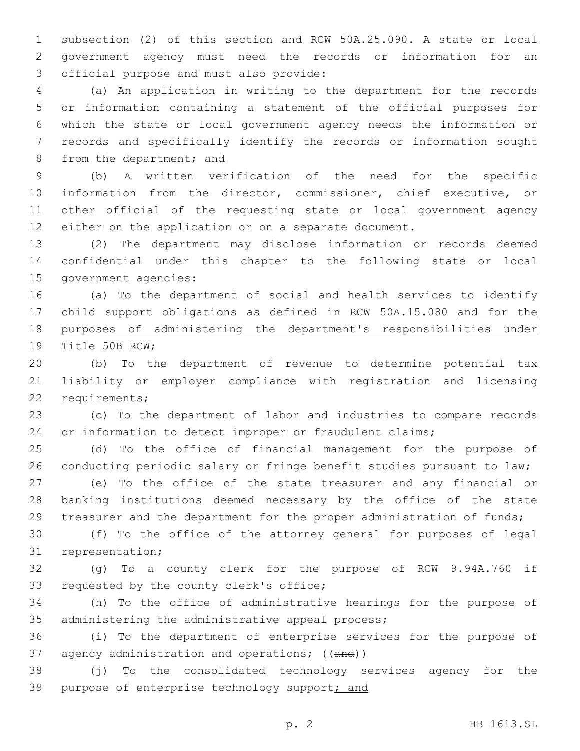subsection (2) of this section and RCW 50A.25.090. A state or local government agency must need the records or information for an official purpose and must also provide:

(a) An application in writing to the department for the records or information containing a statement of the official purposes for which the state or local government agency needs the information or records and specifically identify the records or information sought from the department; and

(b) A written verification of the need for the specific information from the director, commissioner, chief executive, or other official of the requesting state or local government agency either on the application or on a separate document.

(2) The department may disclose information or records deemed confidential under this chapter to the following state or local government agencies:

(a) To the department of social and health services to identify child support obligations as defined in RCW 50A.15.080 <u>and for the purposes of administering the department's responsibilities under Title 50B RCW</u>;

(b) To the department of revenue to determine potential tax liability or employer compliance with registration and licensing requirements;

(c) To the department of labor and industries to compare records or information to detect improper or fraudulent claims;

(d) To the office of financial management for the purpose of conducting periodic salary or fringe benefit studies pursuant to law;

(e) To the office of the state treasurer and any financial or banking institutions deemed necessary by the office of the state treasurer and the department for the proper administration of funds;

(f) To the office of the attorney general for purposes of legal representation;

(g) To a county clerk for the purpose of RCW 9.94A.760 if requested by the county clerk's office;

(h) To the office of administrative hearings for the purpose of administering the administrative appeal process;

(i) To the department of enterprise services for the purpose of agency administration and operations; ((~~and~~))

(j) To the consolidated technology services agency for the purpose of enterprise technology support<u>; and</u>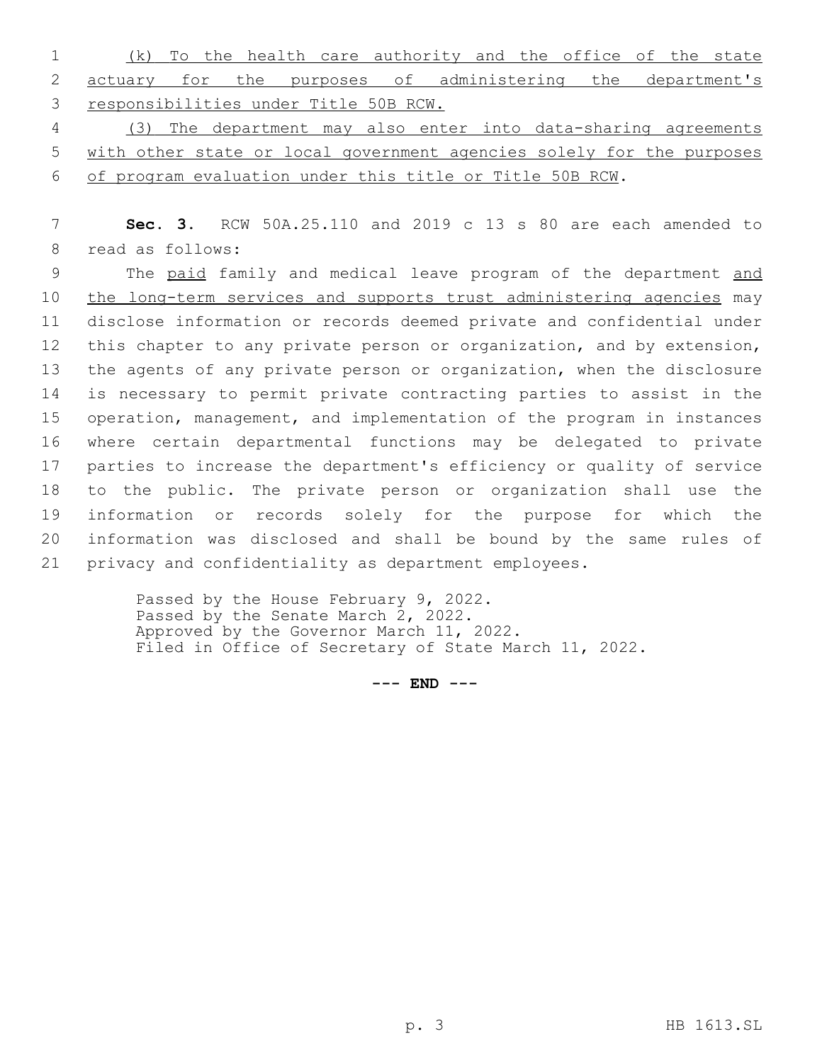(k) To the health care authority and the office of the state actuary for the purposes of administering the department's responsibilities under Title 50B RCW.

(3) The department may also enter into data-sharing agreements with other state or local government agencies solely for the purposes of program evaluation under this title or Title 50B RCW.

**Sec. 3.** RCW 50A.25.110 and 2019 c 13 s 80 are each amended to read as follows:

The paid family and medical leave program of the department and the long-term services and supports trust administering agencies may disclose information or records deemed private and confidential under this chapter to any private person or organization, and by extension, the agents of any private person or organization, when the disclosure is necessary to permit private contracting parties to assist in the operation, management, and implementation of the program in instances where certain departmental functions may be delegated to private parties to increase the department's efficiency or quality of service to the public. The private person or organization shall use the information or records solely for the purpose for which the information was disclosed and shall be bound by the same rules of privacy and confidentiality as department employees.

Passed by the House February 9, 2022.
Passed by the Senate March 2, 2022.
Approved by the Governor March 11, 2022.
Filed in Office of Secretary of State March 11, 2022.

**--- END ---**